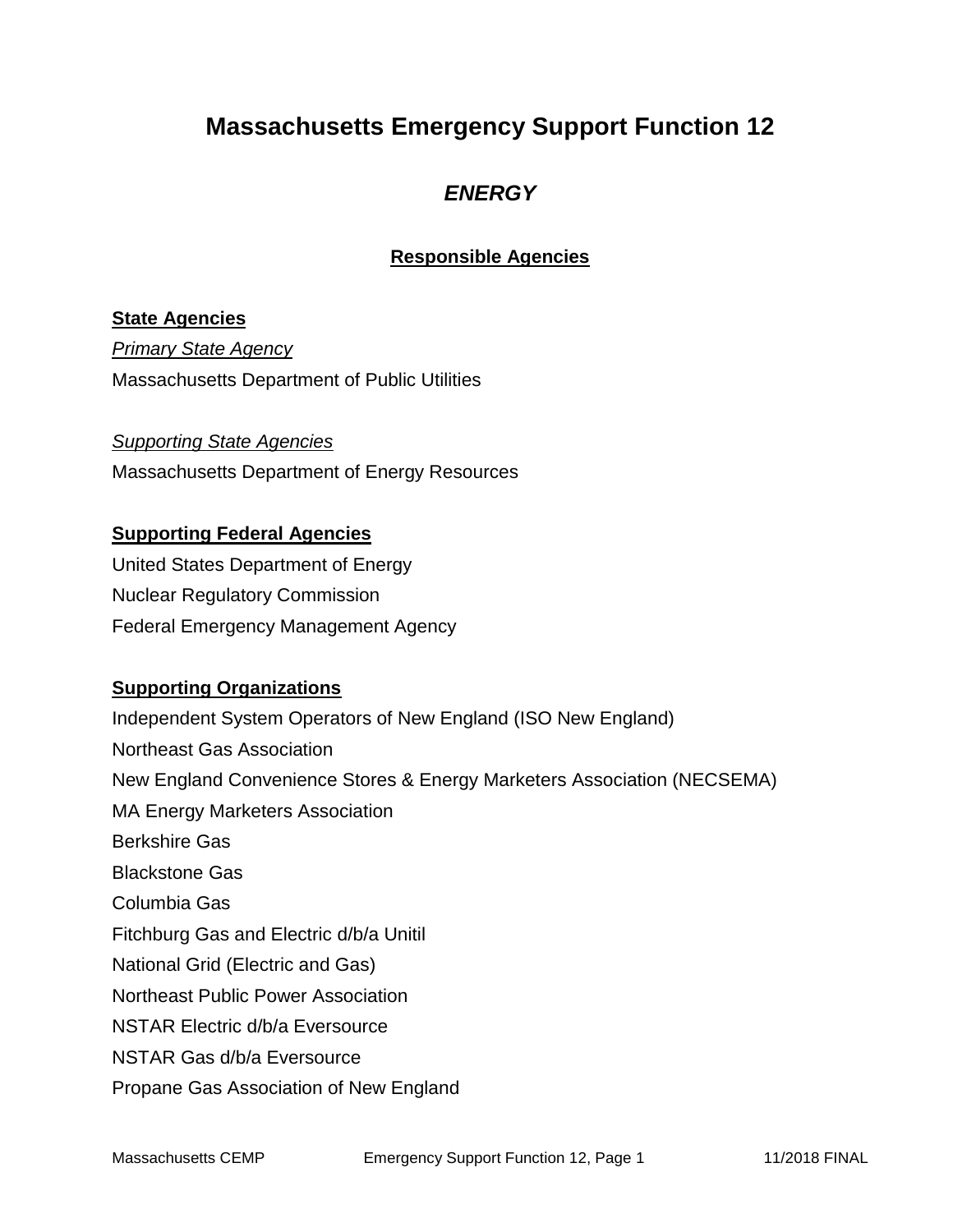# Massachusetts Emergency Support Function 12

## *ENERGY*

### Responsible Agencies

**State Agencies**

*Primary State Agency*

Massachusetts Department of Public Utilities

*Supporting State Agencies*

Massachusetts Department of Energy Resources

**Supporting Federal Agencies**

United States Department of Energy

Nuclear Regulatory Commission

Federal Emergency Management Agency

**Supporting Organizations**

Independent System Operators of New England (ISO New England)

Northeast Gas Association

New England Convenience Stores & Energy Marketers Association (NECSEMA)

MA Energy Marketers Association

Berkshire Gas

Blackstone Gas

Columbia Gas

Fitchburg Gas and Electric d/b/a Unitil

National Grid (Electric and Gas)

Northeast Public Power Association

NSTAR Electric d/b/a Eversource

NSTAR Gas d/b/a Eversource

Propane Gas Association of New England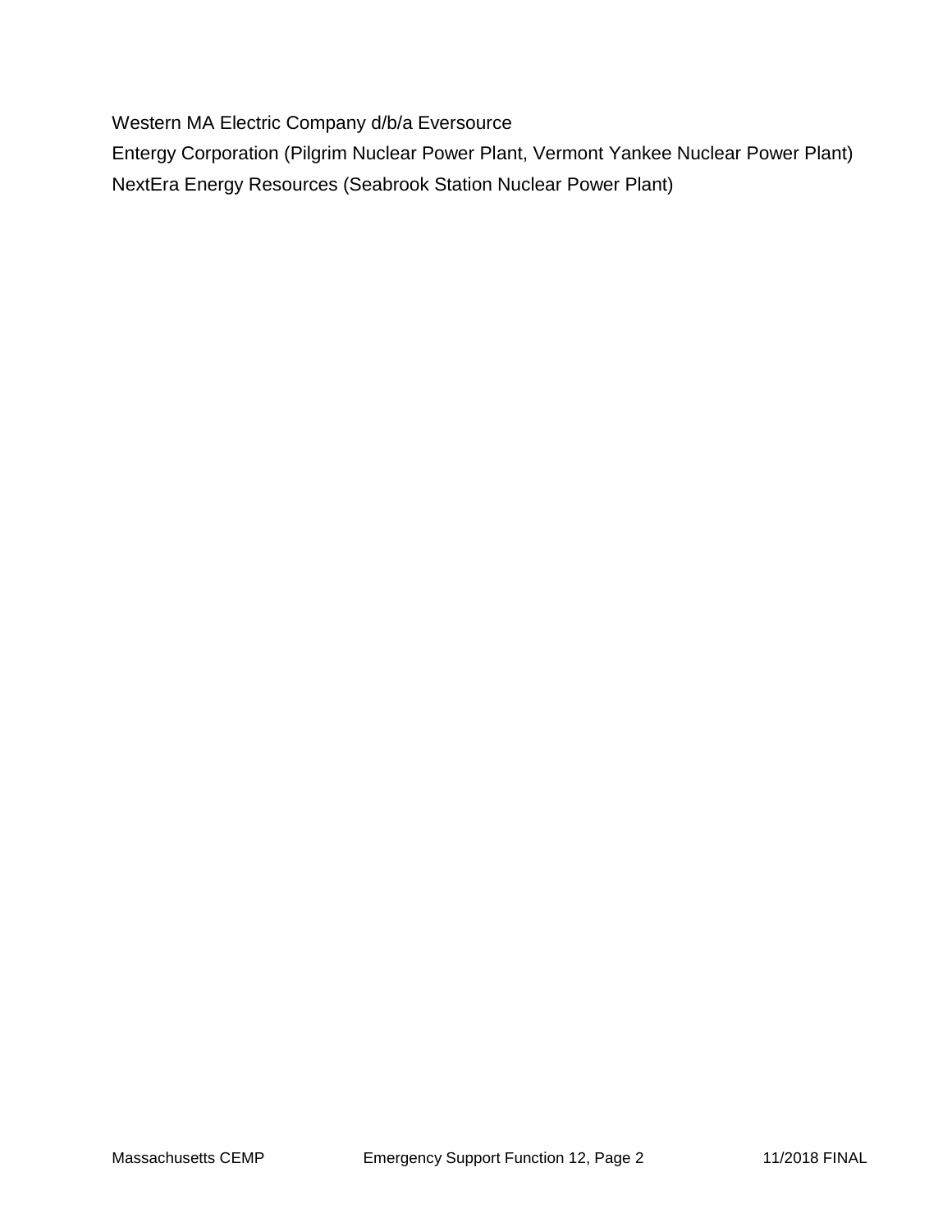Western MA Electric Company d/b/a Eversource

Entergy Corporation (Pilgrim Nuclear Power Plant, Vermont Yankee Nuclear Power Plant)

NextEra Energy Resources (Seabrook Station Nuclear Power Plant)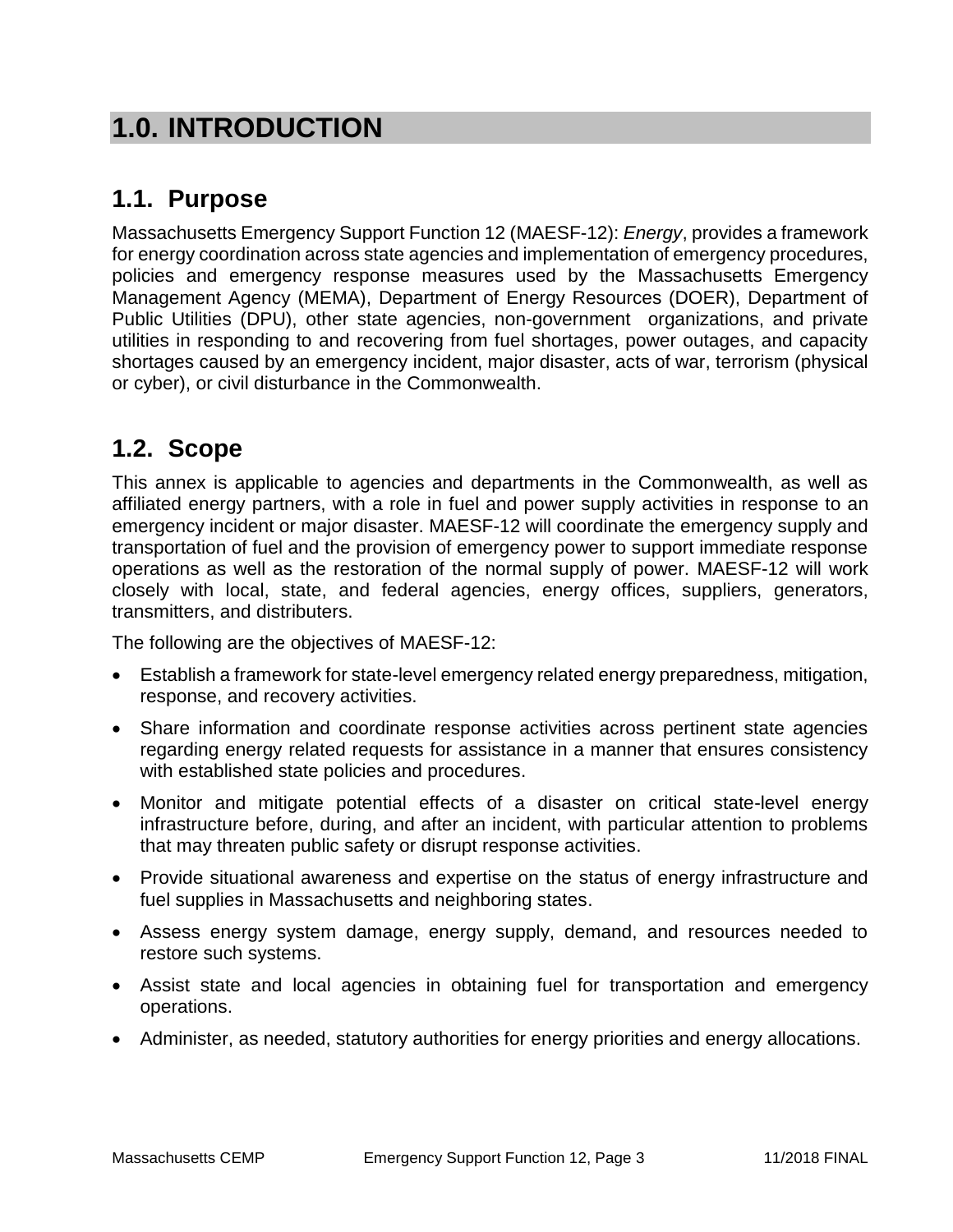# 1.0. INTRODUCTION

## 1.1. Purpose

Massachusetts Emergency Support Function 12 (MAESF-12): *Energy*, provides a framework for energy coordination across state agencies and implementation of emergency procedures, policies and emergency response measures used by the Massachusetts Emergency Management Agency (MEMA), Department of Energy Resources (DOER), Department of Public Utilities (DPU), other state agencies, non-government organizations, and private utilities in responding to and recovering from fuel shortages, power outages, and capacity shortages caused by an emergency incident, major disaster, acts of war, terrorism (physical or cyber), or civil disturbance in the Commonwealth.

## 1.2. Scope

This annex is applicable to agencies and departments in the Commonwealth, as well as affiliated energy partners, with a role in fuel and power supply activities in response to an emergency incident or major disaster. MAESF-12 will coordinate the emergency supply and transportation of fuel and the provision of emergency power to support immediate response operations as well as the restoration of the normal supply of power. MAESF-12 will work closely with local, state, and federal agencies, energy offices, suppliers, generators, transmitters, and distributers.

The following are the objectives of MAESF-12:

- Establish a framework for state-level emergency related energy preparedness, mitigation, response, and recovery activities.
- Share information and coordinate response activities across pertinent state agencies regarding energy related requests for assistance in a manner that ensures consistency with established state policies and procedures.
- Monitor and mitigate potential effects of a disaster on critical state-level energy infrastructure before, during, and after an incident, with particular attention to problems that may threaten public safety or disrupt response activities.
- Provide situational awareness and expertise on the status of energy infrastructure and fuel supplies in Massachusetts and neighboring states.
- Assess energy system damage, energy supply, demand, and resources needed to restore such systems.
- Assist state and local agencies in obtaining fuel for transportation and emergency operations.
- Administer, as needed, statutory authorities for energy priorities and energy allocations.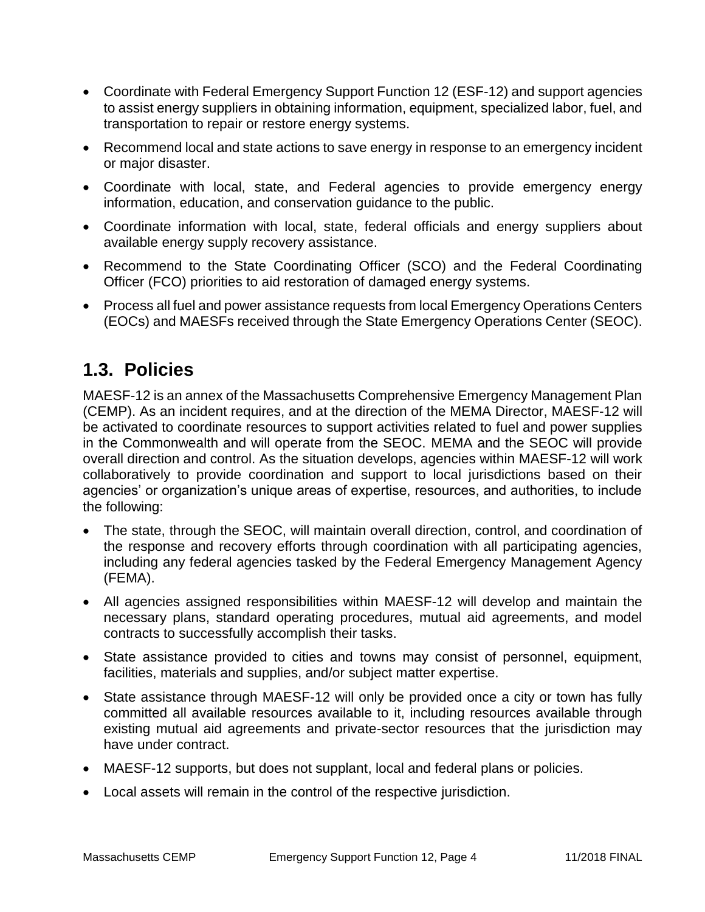- Coordinate with Federal Emergency Support Function 12 (ESF-12) and support agencies to assist energy suppliers in obtaining information, equipment, specialized labor, fuel, and transportation to repair or restore energy systems.
- Recommend local and state actions to save energy in response to an emergency incident or major disaster.
- Coordinate with local, state, and Federal agencies to provide emergency energy information, education, and conservation guidance to the public.
- Coordinate information with local, state, federal officials and energy suppliers about available energy supply recovery assistance.
- Recommend to the State Coordinating Officer (SCO) and the Federal Coordinating Officer (FCO) priorities to aid restoration of damaged energy systems.
- Process all fuel and power assistance requests from local Emergency Operations Centers (EOCs) and MAESFs received through the State Emergency Operations Center (SEOC).

## 1.3. Policies

MAESF-12 is an annex of the Massachusetts Comprehensive Emergency Management Plan (CEMP). As an incident requires, and at the direction of the MEMA Director, MAESF-12 will be activated to coordinate resources to support activities related to fuel and power supplies in the Commonwealth and will operate from the SEOC. MEMA and the SEOC will provide overall direction and control. As the situation develops, agencies within MAESF-12 will work collaboratively to provide coordination and support to local jurisdictions based on their agencies' or organization's unique areas of expertise, resources, and authorities, to include the following:

- The state, through the SEOC, will maintain overall direction, control, and coordination of the response and recovery efforts through coordination with all participating agencies, including any federal agencies tasked by the Federal Emergency Management Agency (FEMA).
- All agencies assigned responsibilities within MAESF-12 will develop and maintain the necessary plans, standard operating procedures, mutual aid agreements, and model contracts to successfully accomplish their tasks.
- State assistance provided to cities and towns may consist of personnel, equipment, facilities, materials and supplies, and/or subject matter expertise.
- State assistance through MAESF-12 will only be provided once a city or town has fully committed all available resources available to it, including resources available through existing mutual aid agreements and private-sector resources that the jurisdiction may have under contract.
- MAESF-12 supports, but does not supplant, local and federal plans or policies.
- Local assets will remain in the control of the respective jurisdiction.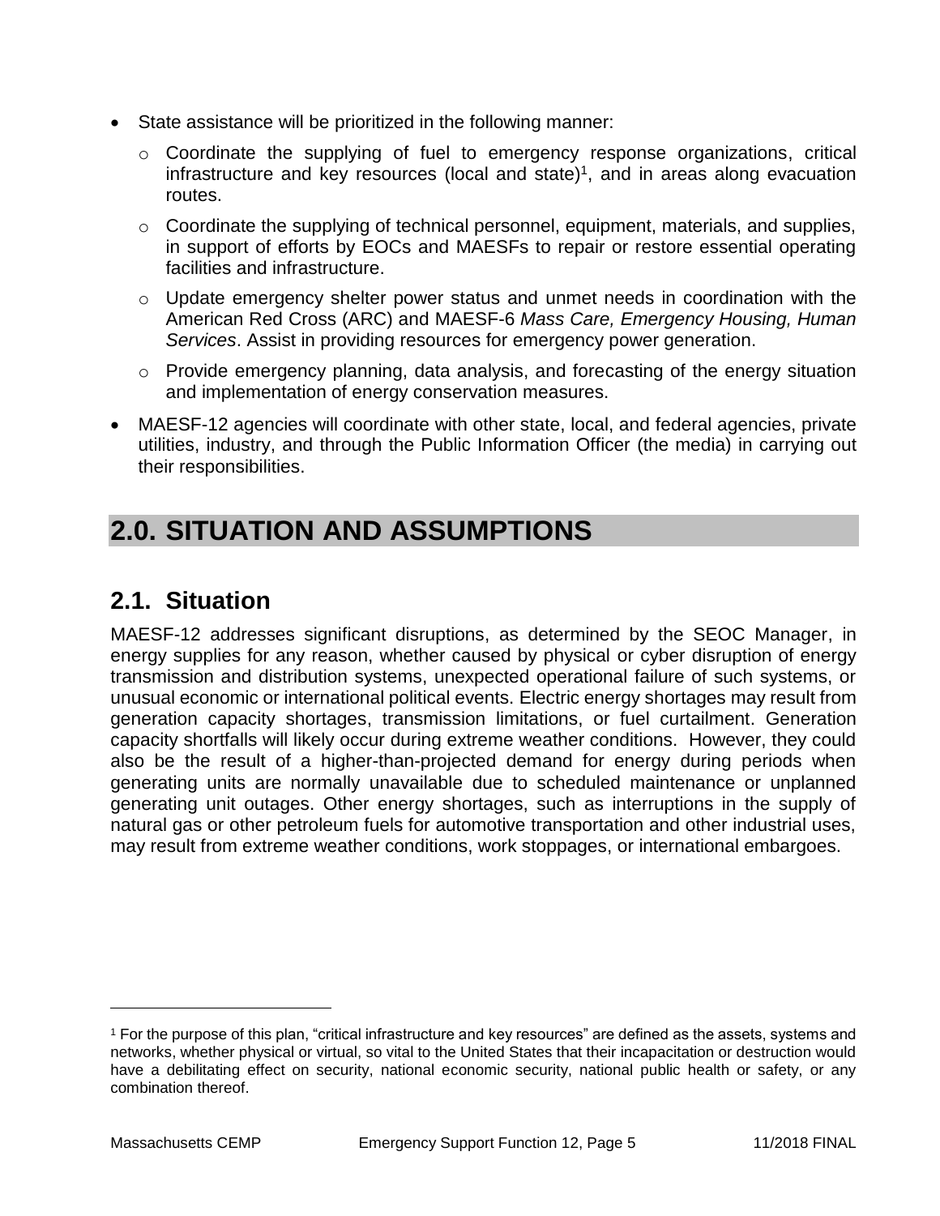- State assistance will be prioritized in the following manner:
  - Coordinate the supplying of fuel to emergency response organizations, critical infrastructure and key resources (local and state)[1], and in areas along evacuation routes.
  - Coordinate the supplying of technical personnel, equipment, materials, and supplies, in support of efforts by EOCs and MAESFs to repair or restore essential operating facilities and infrastructure.
  - Update emergency shelter power status and unmet needs in coordination with the American Red Cross (ARC) and MAESF-6 *Mass Care, Emergency Housing, Human Services*. Assist in providing resources for emergency power generation.
  - Provide emergency planning, data analysis, and forecasting of the energy situation and implementation of energy conservation measures.
- MAESF-12 agencies will coordinate with other state, local, and federal agencies, private utilities, industry, and through the Public Information Officer (the media) in carrying out their responsibilities.

# 2.0. SITUATION AND ASSUMPTIONS

## 2.1. Situation

MAESF-12 addresses significant disruptions, as determined by the SEOC Manager, in energy supplies for any reason, whether caused by physical or cyber disruption of energy transmission and distribution systems, unexpected operational failure of such systems, or unusual economic or international political events. Electric energy shortages may result from generation capacity shortages, transmission limitations, or fuel curtailment. Generation capacity shortfalls will likely occur during extreme weather conditions. However, they could also be the result of a higher-than-projected demand for energy during periods when generating units are normally unavailable due to scheduled maintenance or unplanned generating unit outages. Other energy shortages, such as interruptions in the supply of natural gas or other petroleum fuels for automotive transportation and other industrial uses, may result from extreme weather conditions, work stoppages, or international embargoes.

[1] For the purpose of this plan, "critical infrastructure and key resources" are defined as the assets, systems and networks, whether physical or virtual, so vital to the United States that their incapacitation or destruction would have a debilitating effect on security, national economic security, national public health or safety, or any combination thereof.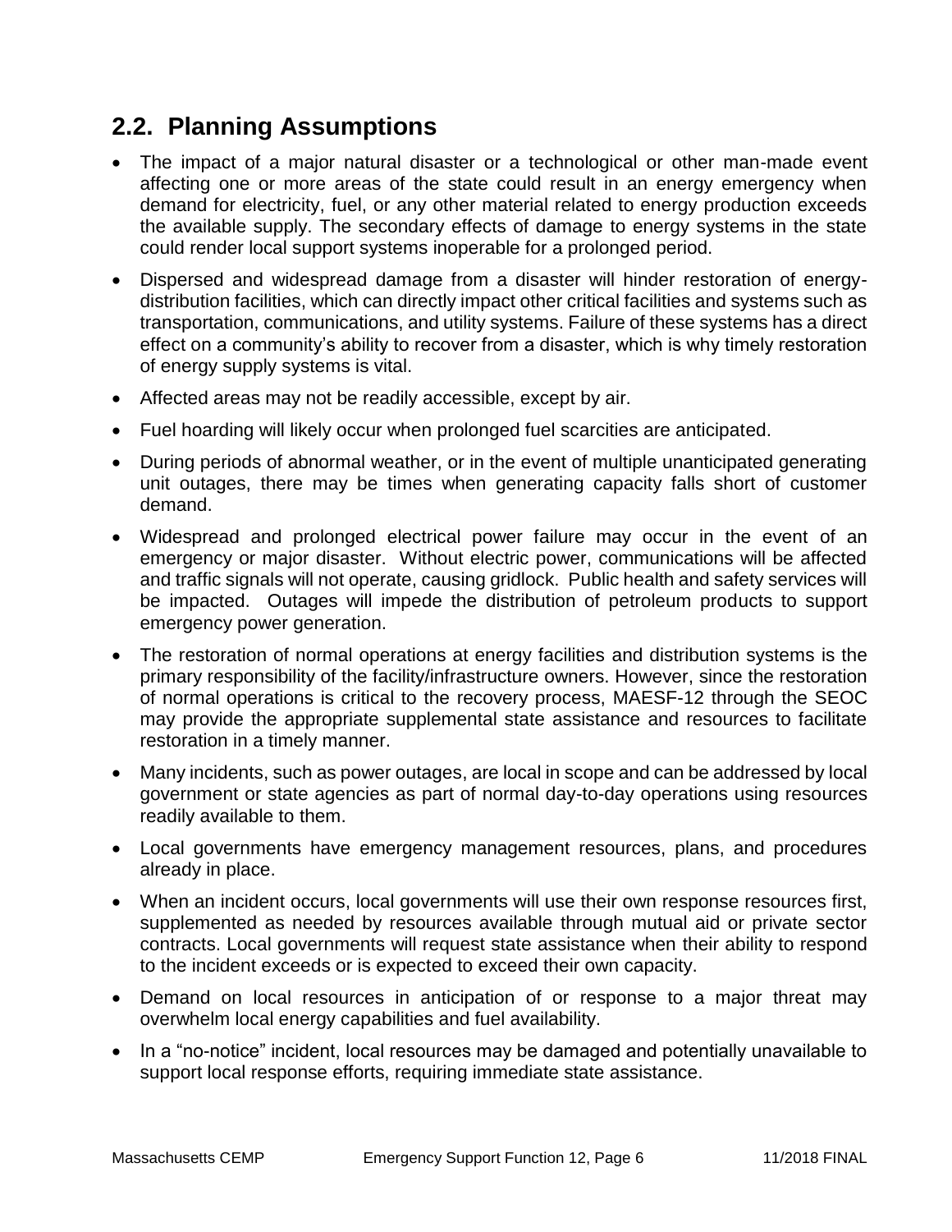## 2.2. Planning Assumptions

- The impact of a major natural disaster or a technological or other man-made event affecting one or more areas of the state could result in an energy emergency when demand for electricity, fuel, or any other material related to energy production exceeds the available supply. The secondary effects of damage to energy systems in the state could render local support systems inoperable for a prolonged period.
- Dispersed and widespread damage from a disaster will hinder restoration of energy-distribution facilities, which can directly impact other critical facilities and systems such as transportation, communications, and utility systems. Failure of these systems has a direct effect on a community's ability to recover from a disaster, which is why timely restoration of energy supply systems is vital.
- Affected areas may not be readily accessible, except by air.
- Fuel hoarding will likely occur when prolonged fuel scarcities are anticipated.
- During periods of abnormal weather, or in the event of multiple unanticipated generating unit outages, there may be times when generating capacity falls short of customer demand.
- Widespread and prolonged electrical power failure may occur in the event of an emergency or major disaster. Without electric power, communications will be affected and traffic signals will not operate, causing gridlock. Public health and safety services will be impacted. Outages will impede the distribution of petroleum products to support emergency power generation.
- The restoration of normal operations at energy facilities and distribution systems is the primary responsibility of the facility/infrastructure owners. However, since the restoration of normal operations is critical to the recovery process, MAESF-12 through the SEOC may provide the appropriate supplemental state assistance and resources to facilitate restoration in a timely manner.
- Many incidents, such as power outages, are local in scope and can be addressed by local government or state agencies as part of normal day-to-day operations using resources readily available to them.
- Local governments have emergency management resources, plans, and procedures already in place.
- When an incident occurs, local governments will use their own response resources first, supplemented as needed by resources available through mutual aid or private sector contracts. Local governments will request state assistance when their ability to respond to the incident exceeds or is expected to exceed their own capacity.
- Demand on local resources in anticipation of or response to a major threat may overwhelm local energy capabilities and fuel availability.
- In a "no-notice" incident, local resources may be damaged and potentially unavailable to support local response efforts, requiring immediate state assistance.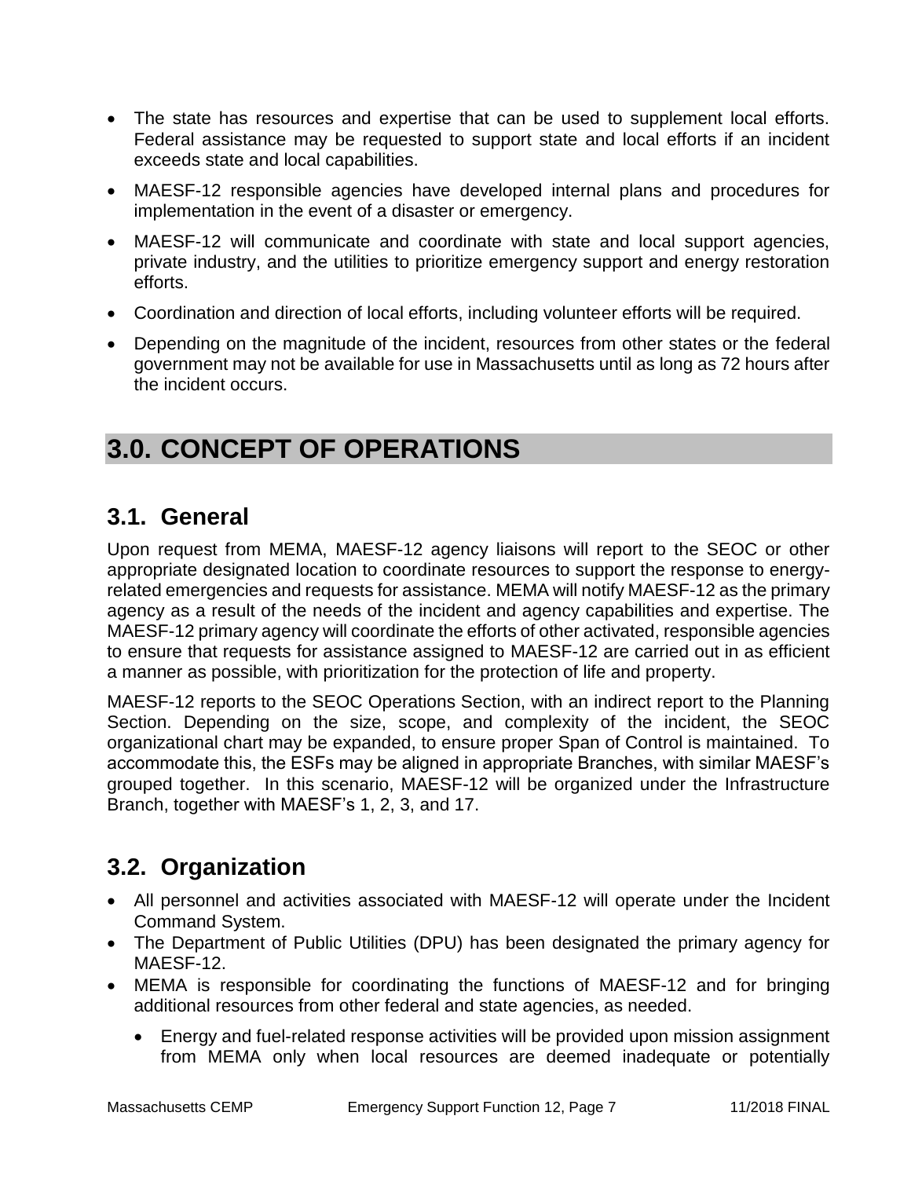- The state has resources and expertise that can be used to supplement local efforts. Federal assistance may be requested to support state and local efforts if an incident exceeds state and local capabilities.
- MAESF-12 responsible agencies have developed internal plans and procedures for implementation in the event of a disaster or emergency.
- MAESF-12 will communicate and coordinate with state and local support agencies, private industry, and the utilities to prioritize emergency support and energy restoration efforts.
- Coordination and direction of local efforts, including volunteer efforts will be required.
- Depending on the magnitude of the incident, resources from other states or the federal government may not be available for use in Massachusetts until as long as 72 hours after the incident occurs.

# 3.0. CONCEPT OF OPERATIONS

## 3.1. General

Upon request from MEMA, MAESF-12 agency liaisons will report to the SEOC or other appropriate designated location to coordinate resources to support the response to energy-related emergencies and requests for assistance. MEMA will notify MAESF-12 as the primary agency as a result of the needs of the incident and agency capabilities and expertise. The MAESF-12 primary agency will coordinate the efforts of other activated, responsible agencies to ensure that requests for assistance assigned to MAESF-12 are carried out in as efficient a manner as possible, with prioritization for the protection of life and property.

MAESF-12 reports to the SEOC Operations Section, with an indirect report to the Planning Section. Depending on the size, scope, and complexity of the incident, the SEOC organizational chart may be expanded, to ensure proper Span of Control is maintained. To accommodate this, the ESFs may be aligned in appropriate Branches, with similar MAESF's grouped together. In this scenario, MAESF-12 will be organized under the Infrastructure Branch, together with MAESF's 1, 2, 3, and 17.

## 3.2. Organization

- All personnel and activities associated with MAESF-12 will operate under the Incident Command System.
- The Department of Public Utilities (DPU) has been designated the primary agency for MAESF-12.
- MEMA is responsible for coordinating the functions of MAESF-12 and for bringing additional resources from other federal and state agencies, as needed.
  - Energy and fuel-related response activities will be provided upon mission assignment from MEMA only when local resources are deemed inadequate or potentially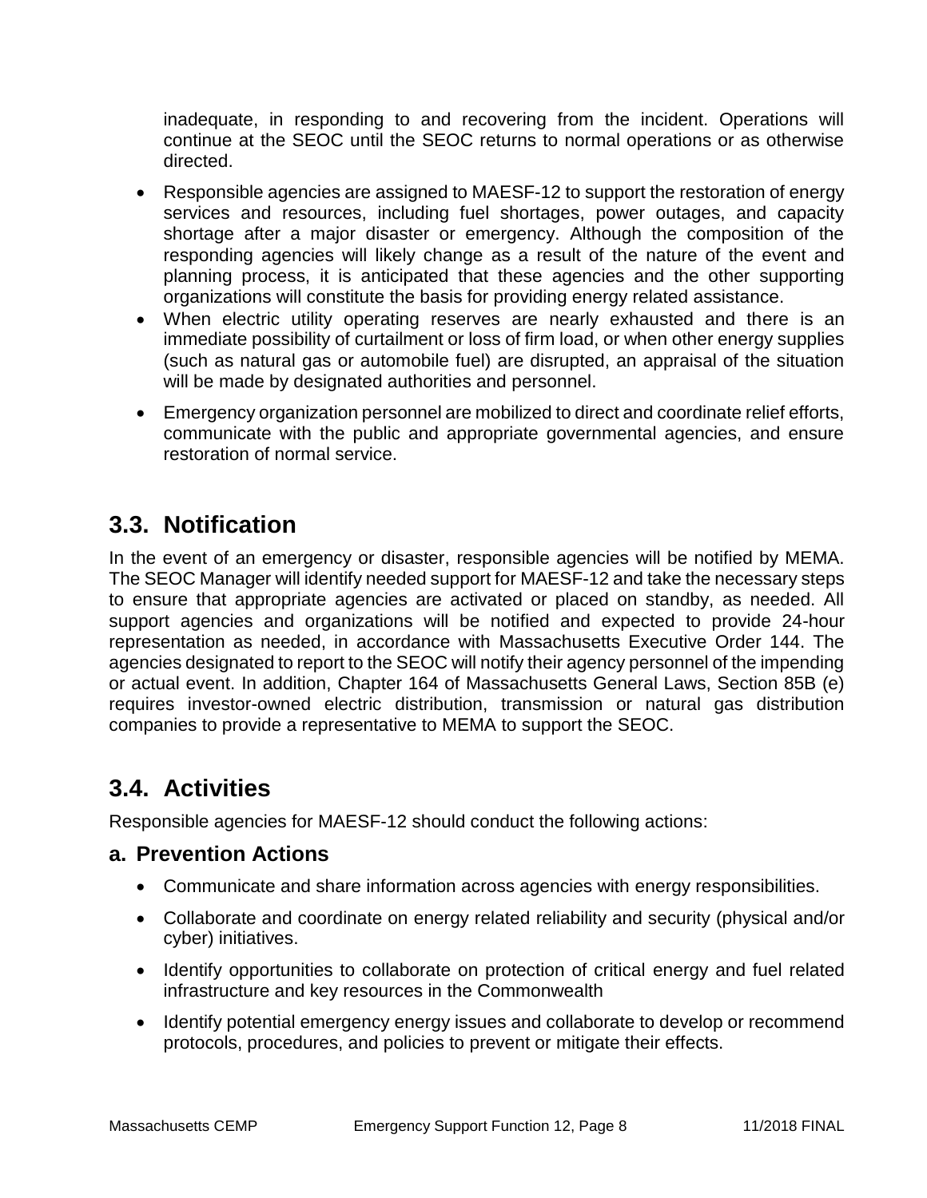inadequate, in responding to and recovering from the incident. Operations will continue at the SEOC until the SEOC returns to normal operations or as otherwise directed.

- Responsible agencies are assigned to MAESF-12 to support the restoration of energy services and resources, including fuel shortages, power outages, and capacity shortage after a major disaster or emergency. Although the composition of the responding agencies will likely change as a result of the nature of the event and planning process, it is anticipated that these agencies and the other supporting organizations will constitute the basis for providing energy related assistance.
- When electric utility operating reserves are nearly exhausted and there is an immediate possibility of curtailment or loss of firm load, or when other energy supplies (such as natural gas or automobile fuel) are disrupted, an appraisal of the situation will be made by designated authorities and personnel.
- Emergency organization personnel are mobilized to direct and coordinate relief efforts, communicate with the public and appropriate governmental agencies, and ensure restoration of normal service.

## 3.3. Notification

In the event of an emergency or disaster, responsible agencies will be notified by MEMA. The SEOC Manager will identify needed support for MAESF-12 and take the necessary steps to ensure that appropriate agencies are activated or placed on standby, as needed. All support agencies and organizations will be notified and expected to provide 24-hour representation as needed, in accordance with Massachusetts Executive Order 144. The agencies designated to report to the SEOC will notify their agency personnel of the impending or actual event. In addition, Chapter 164 of Massachusetts General Laws, Section 85B (e) requires investor-owned electric distribution, transmission or natural gas distribution companies to provide a representative to MEMA to support the SEOC.

## 3.4. Activities

Responsible agencies for MAESF-12 should conduct the following actions:

### a. Prevention Actions

- Communicate and share information across agencies with energy responsibilities.
- Collaborate and coordinate on energy related reliability and security (physical and/or cyber) initiatives.
- Identify opportunities to collaborate on protection of critical energy and fuel related infrastructure and key resources in the Commonwealth
- Identify potential emergency energy issues and collaborate to develop or recommend protocols, procedures, and policies to prevent or mitigate their effects.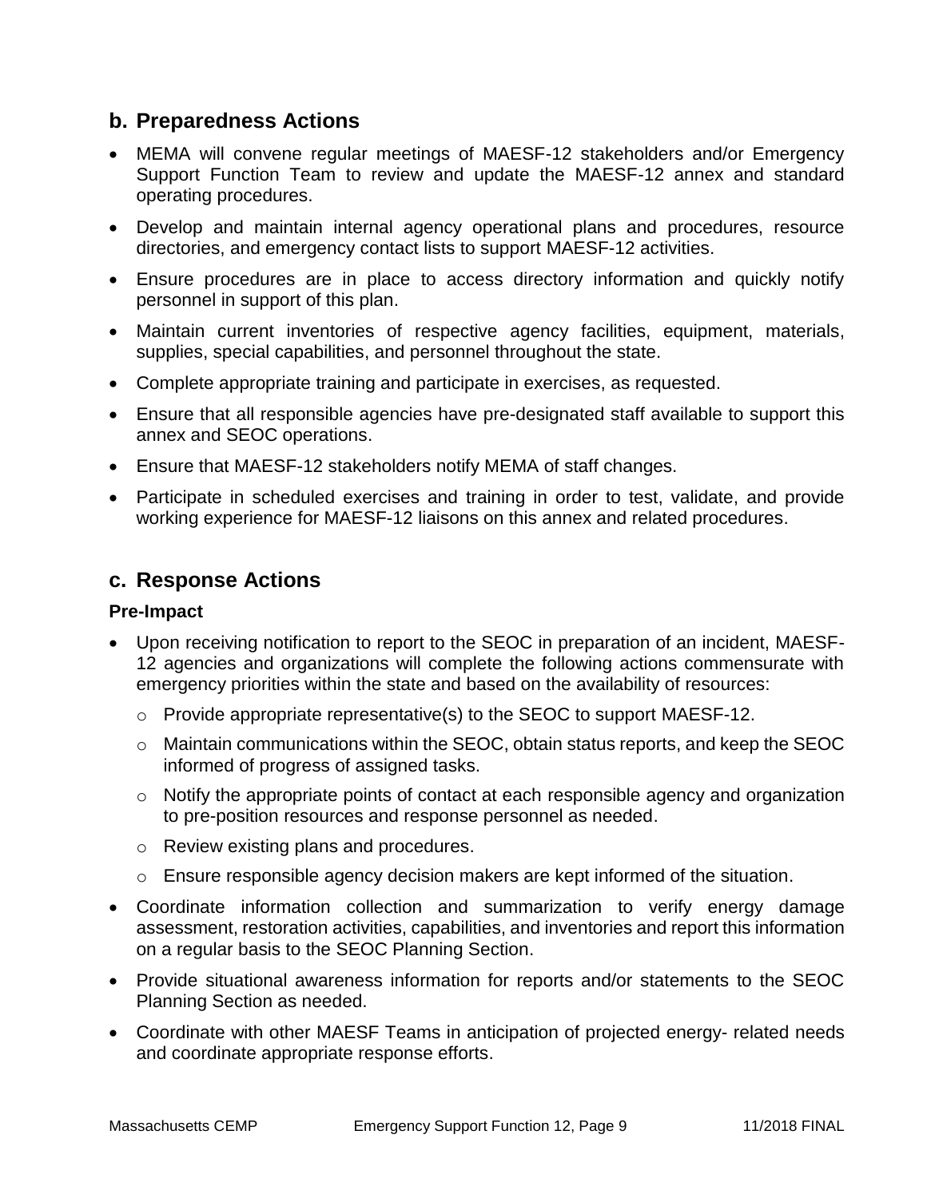## b. Preparedness Actions

- MEMA will convene regular meetings of MAESF-12 stakeholders and/or Emergency Support Function Team to review and update the MAESF-12 annex and standard operating procedures.
- Develop and maintain internal agency operational plans and procedures, resource directories, and emergency contact lists to support MAESF-12 activities.
- Ensure procedures are in place to access directory information and quickly notify personnel in support of this plan.
- Maintain current inventories of respective agency facilities, equipment, materials, supplies, special capabilities, and personnel throughout the state.
- Complete appropriate training and participate in exercises, as requested.
- Ensure that all responsible agencies have pre-designated staff available to support this annex and SEOC operations.
- Ensure that MAESF-12 stakeholders notify MEMA of staff changes.
- Participate in scheduled exercises and training in order to test, validate, and provide working experience for MAESF-12 liaisons on this annex and related procedures.

## c. Response Actions

**Pre-Impact**

- Upon receiving notification to report to the SEOC in preparation of an incident, MAESF-12 agencies and organizations will complete the following actions commensurate with emergency priorities within the state and based on the availability of resources:
  - Provide appropriate representative(s) to the SEOC to support MAESF-12.
  - Maintain communications within the SEOC, obtain status reports, and keep the SEOC informed of progress of assigned tasks.
  - Notify the appropriate points of contact at each responsible agency and organization to pre-position resources and response personnel as needed.
  - Review existing plans and procedures.
  - Ensure responsible agency decision makers are kept informed of the situation.
- Coordinate information collection and summarization to verify energy damage assessment, restoration activities, capabilities, and inventories and report this information on a regular basis to the SEOC Planning Section.
- Provide situational awareness information for reports and/or statements to the SEOC Planning Section as needed.
- Coordinate with other MAESF Teams in anticipation of projected energy- related needs and coordinate appropriate response efforts.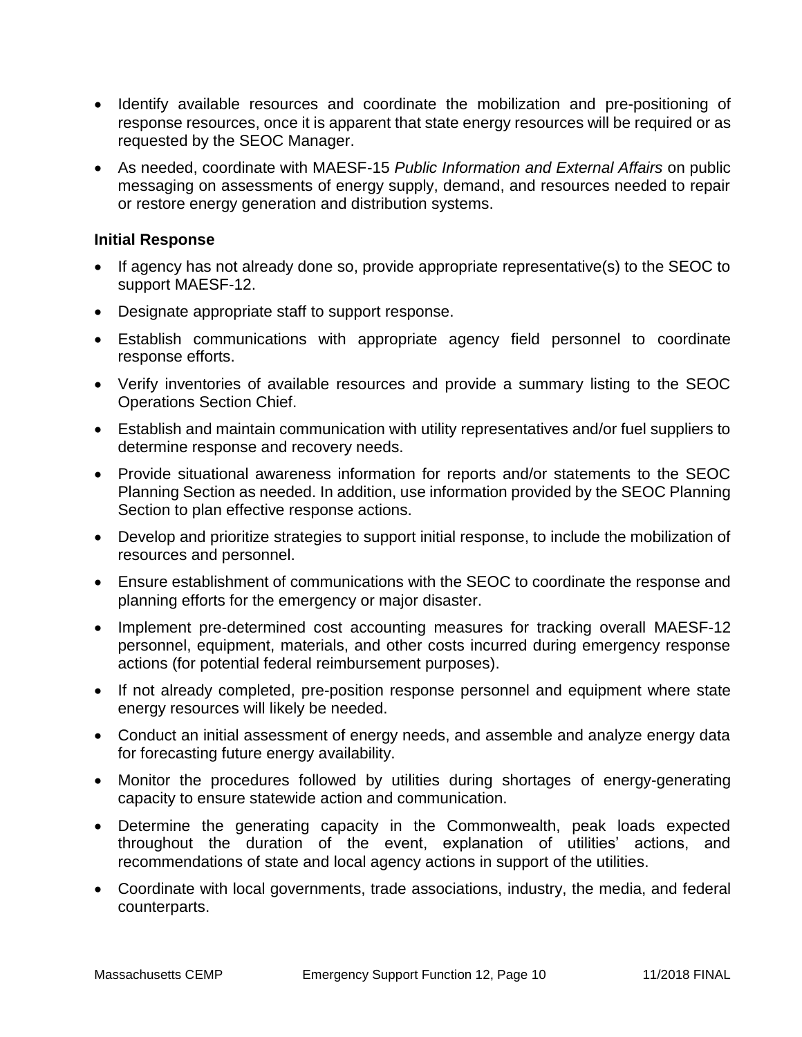- Identify available resources and coordinate the mobilization and pre-positioning of response resources, once it is apparent that state energy resources will be required or as requested by the SEOC Manager.
- As needed, coordinate with MAESF-15 *Public Information and External Affairs* on public messaging on assessments of energy supply, demand, and resources needed to repair or restore energy generation and distribution systems.

**Initial Response**

- If agency has not already done so, provide appropriate representative(s) to the SEOC to support MAESF-12.
- Designate appropriate staff to support response.
- Establish communications with appropriate agency field personnel to coordinate response efforts.
- Verify inventories of available resources and provide a summary listing to the SEOC Operations Section Chief.
- Establish and maintain communication with utility representatives and/or fuel suppliers to determine response and recovery needs.
- Provide situational awareness information for reports and/or statements to the SEOC Planning Section as needed. In addition, use information provided by the SEOC Planning Section to plan effective response actions.
- Develop and prioritize strategies to support initial response, to include the mobilization of resources and personnel.
- Ensure establishment of communications with the SEOC to coordinate the response and planning efforts for the emergency or major disaster.
- Implement pre-determined cost accounting measures for tracking overall MAESF-12 personnel, equipment, materials, and other costs incurred during emergency response actions (for potential federal reimbursement purposes).
- If not already completed, pre-position response personnel and equipment where state energy resources will likely be needed.
- Conduct an initial assessment of energy needs, and assemble and analyze energy data for forecasting future energy availability.
- Monitor the procedures followed by utilities during shortages of energy-generating capacity to ensure statewide action and communication.
- Determine the generating capacity in the Commonwealth, peak loads expected throughout the duration of the event, explanation of utilities' actions, and recommendations of state and local agency actions in support of the utilities.
- Coordinate with local governments, trade associations, industry, the media, and federal counterparts.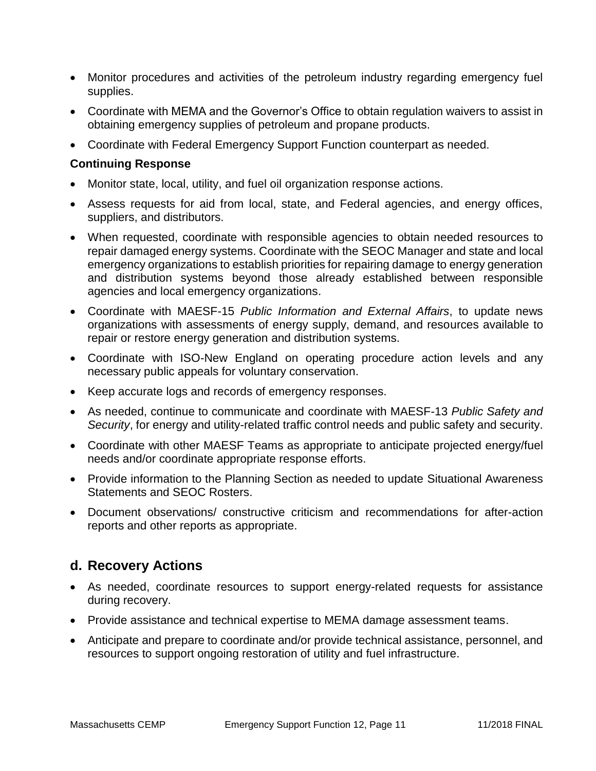- Monitor procedures and activities of the petroleum industry regarding emergency fuel supplies.
- Coordinate with MEMA and the Governor's Office to obtain regulation waivers to assist in obtaining emergency supplies of petroleum and propane products.
- Coordinate with Federal Emergency Support Function counterpart as needed.

**Continuing Response**

- Monitor state, local, utility, and fuel oil organization response actions.
- Assess requests for aid from local, state, and Federal agencies, and energy offices, suppliers, and distributors.
- When requested, coordinate with responsible agencies to obtain needed resources to repair damaged energy systems. Coordinate with the SEOC Manager and state and local emergency organizations to establish priorities for repairing damage to energy generation and distribution systems beyond those already established between responsible agencies and local emergency organizations.
- Coordinate with MAESF-15 *Public Information and External Affairs*, to update news organizations with assessments of energy supply, demand, and resources available to repair or restore energy generation and distribution systems.
- Coordinate with ISO-New England on operating procedure action levels and any necessary public appeals for voluntary conservation.
- Keep accurate logs and records of emergency responses.
- As needed, continue to communicate and coordinate with MAESF-13 *Public Safety and Security*, for energy and utility-related traffic control needs and public safety and security.
- Coordinate with other MAESF Teams as appropriate to anticipate projected energy/fuel needs and/or coordinate appropriate response efforts.
- Provide information to the Planning Section as needed to update Situational Awareness Statements and SEOC Rosters.
- Document observations/ constructive criticism and recommendations for after-action reports and other reports as appropriate.

## d. Recovery Actions

- As needed, coordinate resources to support energy-related requests for assistance during recovery.
- Provide assistance and technical expertise to MEMA damage assessment teams.
- Anticipate and prepare to coordinate and/or provide technical assistance, personnel, and resources to support ongoing restoration of utility and fuel infrastructure.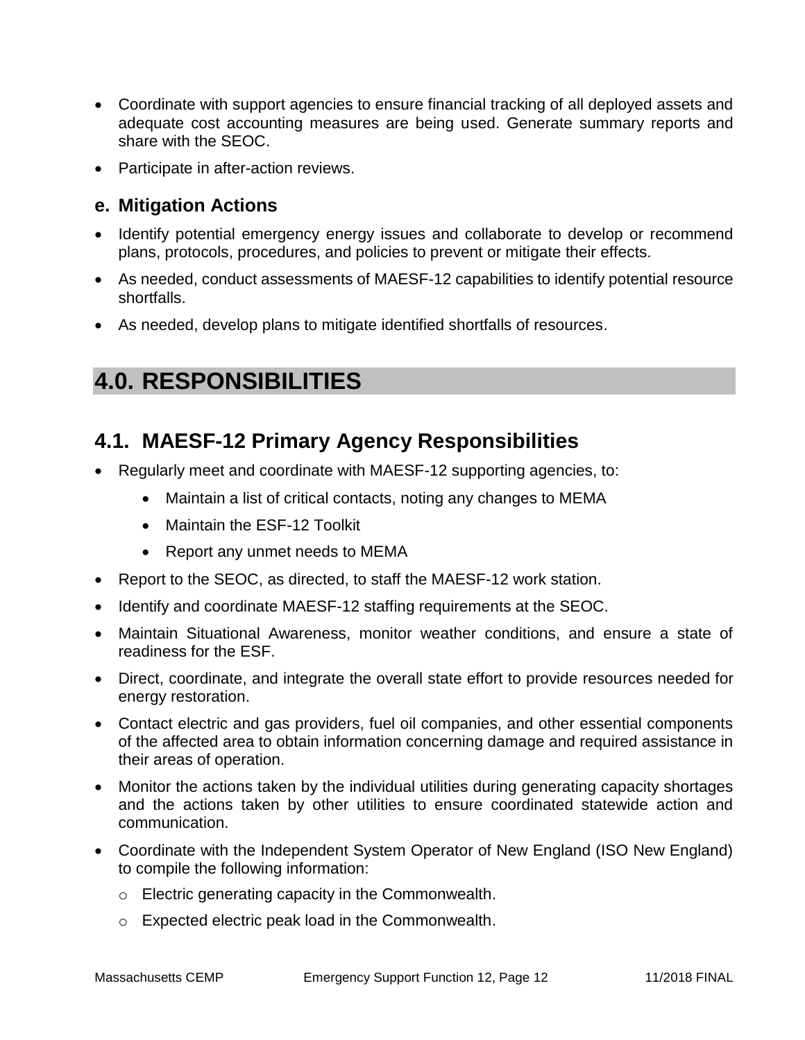- Coordinate with support agencies to ensure financial tracking of all deployed assets and adequate cost accounting measures are being used. Generate summary reports and share with the SEOC.
- Participate in after-action reviews.

### e. Mitigation Actions

- Identify potential emergency energy issues and collaborate to develop or recommend plans, protocols, procedures, and policies to prevent or mitigate their effects.
- As needed, conduct assessments of MAESF-12 capabilities to identify potential resource shortfalls.
- As needed, develop plans to mitigate identified shortfalls of resources.

# 4.0. RESPONSIBILITIES

## 4.1. MAESF-12 Primary Agency Responsibilities

- Regularly meet and coordinate with MAESF-12 supporting agencies, to:
  - Maintain a list of critical contacts, noting any changes to MEMA
  - Maintain the ESF-12 Toolkit
  - Report any unmet needs to MEMA
- Report to the SEOC, as directed, to staff the MAESF-12 work station.
- Identify and coordinate MAESF-12 staffing requirements at the SEOC.
- Maintain Situational Awareness, monitor weather conditions, and ensure a state of readiness for the ESF.
- Direct, coordinate, and integrate the overall state effort to provide resources needed for energy restoration.
- Contact electric and gas providers, fuel oil companies, and other essential components of the affected area to obtain information concerning damage and required assistance in their areas of operation.
- Monitor the actions taken by the individual utilities during generating capacity shortages and the actions taken by other utilities to ensure coordinated statewide action and communication.
- Coordinate with the Independent System Operator of New England (ISO New England) to compile the following information:
  - Electric generating capacity in the Commonwealth.
  - Expected electric peak load in the Commonwealth.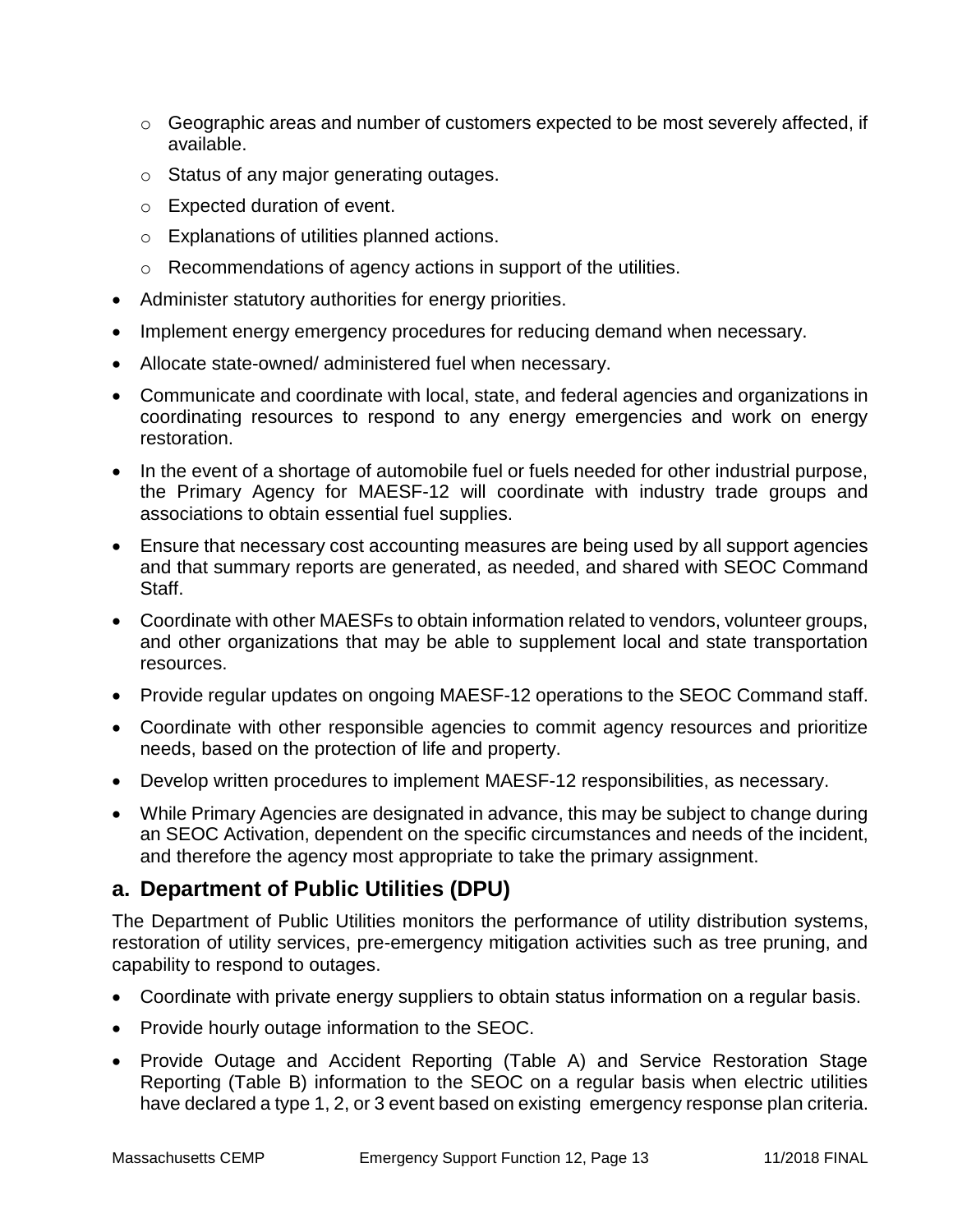- Geographic areas and number of customers expected to be most severely affected, if available.
  - Status of any major generating outages.
  - Expected duration of event.
  - Explanations of utilities planned actions.
  - Recommendations of agency actions in support of the utilities.
- Administer statutory authorities for energy priorities.
- Implement energy emergency procedures for reducing demand when necessary.
- Allocate state-owned/ administered fuel when necessary.
- Communicate and coordinate with local, state, and federal agencies and organizations in coordinating resources to respond to any energy emergencies and work on energy restoration.
- In the event of a shortage of automobile fuel or fuels needed for other industrial purpose, the Primary Agency for MAESF-12 will coordinate with industry trade groups and associations to obtain essential fuel supplies.
- Ensure that necessary cost accounting measures are being used by all support agencies and that summary reports are generated, as needed, and shared with SEOC Command Staff.
- Coordinate with other MAESFs to obtain information related to vendors, volunteer groups, and other organizations that may be able to supplement local and state transportation resources.
- Provide regular updates on ongoing MAESF-12 operations to the SEOC Command staff.
- Coordinate with other responsible agencies to commit agency resources and prioritize needs, based on the protection of life and property.
- Develop written procedures to implement MAESF-12 responsibilities, as necessary.
- While Primary Agencies are designated in advance, this may be subject to change during an SEOC Activation, dependent on the specific circumstances and needs of the incident, and therefore the agency most appropriate to take the primary assignment.

## a. Department of Public Utilities (DPU)

The Department of Public Utilities monitors the performance of utility distribution systems, restoration of utility services, pre-emergency mitigation activities such as tree pruning, and capability to respond to outages.

- Coordinate with private energy suppliers to obtain status information on a regular basis.
- Provide hourly outage information to the SEOC.
- Provide Outage and Accident Reporting (Table A) and Service Restoration Stage Reporting (Table B) information to the SEOC on a regular basis when electric utilities have declared a type 1, 2, or 3 event based on existing emergency response plan criteria.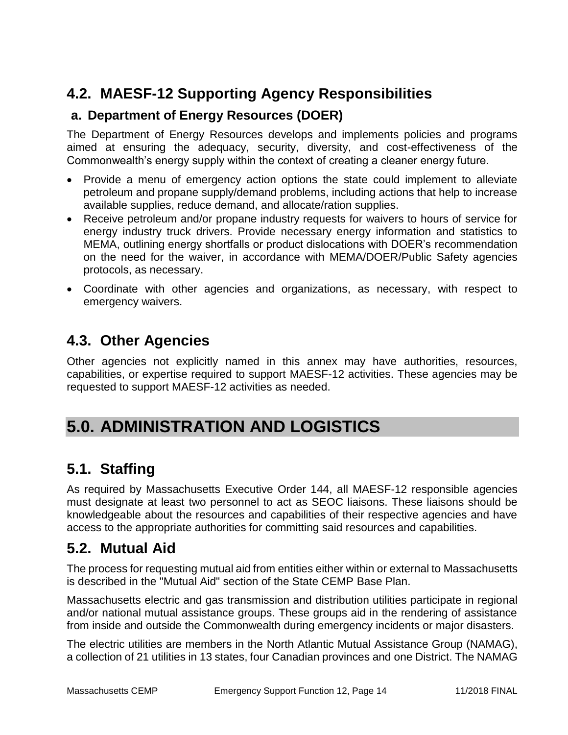## 4.2. MAESF-12 Supporting Agency Responsibilities

### a. Department of Energy Resources (DOER)

The Department of Energy Resources develops and implements policies and programs aimed at ensuring the adequacy, security, diversity, and cost-effectiveness of the Commonwealth's energy supply within the context of creating a cleaner energy future.

- Provide a menu of emergency action options the state could implement to alleviate petroleum and propane supply/demand problems, including actions that help to increase available supplies, reduce demand, and allocate/ration supplies.
- Receive petroleum and/or propane industry requests for waivers to hours of service for energy industry truck drivers. Provide necessary energy information and statistics to MEMA, outlining energy shortfalls or product dislocations with DOER's recommendation on the need for the waiver, in accordance with MEMA/DOER/Public Safety agencies protocols, as necessary.
- Coordinate with other agencies and organizations, as necessary, with respect to emergency waivers.

## 4.3. Other Agencies

Other agencies not explicitly named in this annex may have authorities, resources, capabilities, or expertise required to support MAESF-12 activities. These agencies may be requested to support MAESF-12 activities as needed.

# 5.0. ADMINISTRATION AND LOGISTICS

## 5.1. Staffing

As required by Massachusetts Executive Order 144, all MAESF-12 responsible agencies must designate at least two personnel to act as SEOC liaisons. These liaisons should be knowledgeable about the resources and capabilities of their respective agencies and have access to the appropriate authorities for committing said resources and capabilities.

## 5.2. Mutual Aid

The process for requesting mutual aid from entities either within or external to Massachusetts is described in the "Mutual Aid" section of the State CEMP Base Plan.

Massachusetts electric and gas transmission and distribution utilities participate in regional and/or national mutual assistance groups. These groups aid in the rendering of assistance from inside and outside the Commonwealth during emergency incidents or major disasters.

The electric utilities are members in the North Atlantic Mutual Assistance Group (NAMAG), a collection of 21 utilities in 13 states, four Canadian provinces and one District. The NAMAG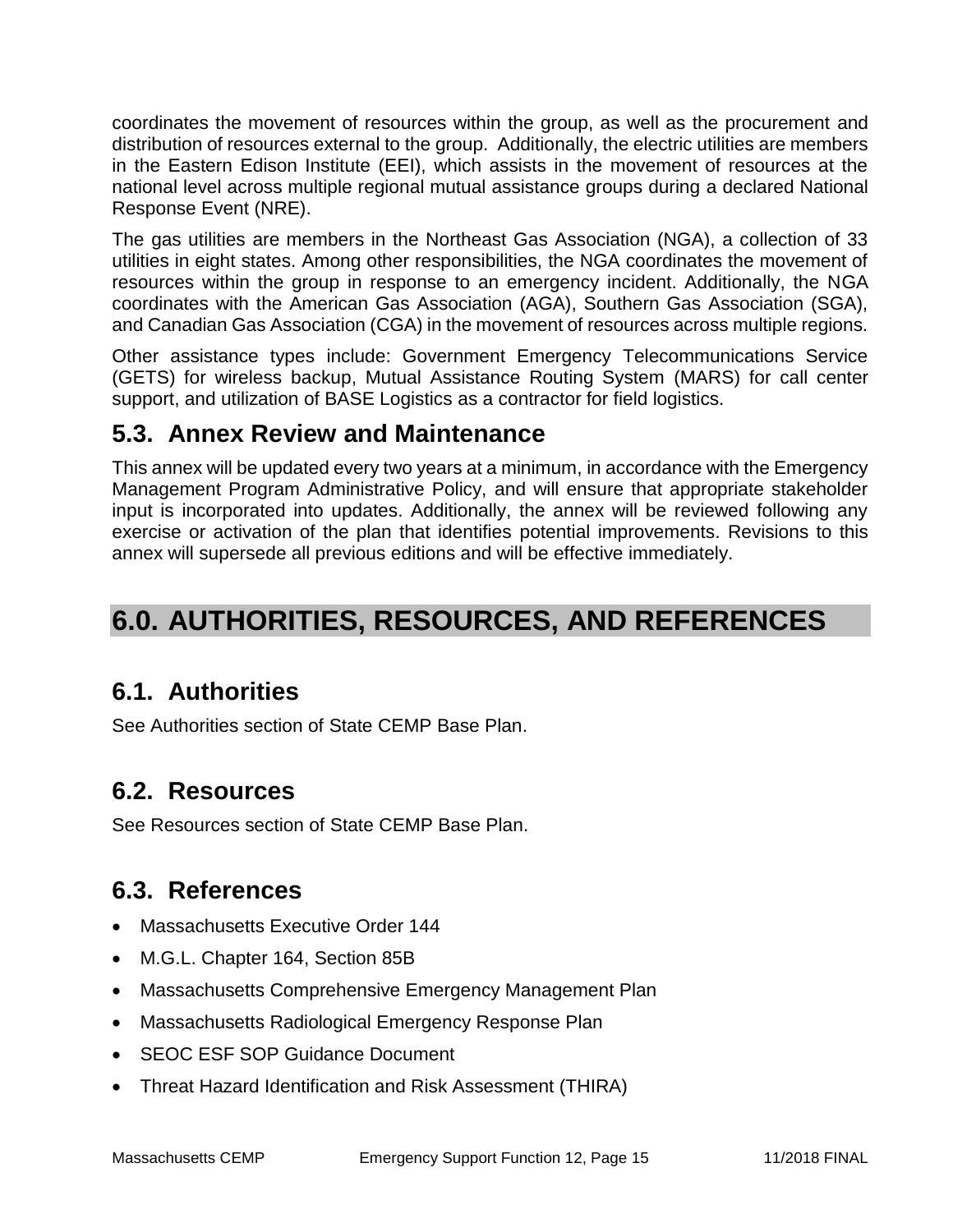coordinates the movement of resources within the group, as well as the procurement and distribution of resources external to the group. Additionally, the electric utilities are members in the Eastern Edison Institute (EEI), which assists in the movement of resources at the national level across multiple regional mutual assistance groups during a declared National Response Event (NRE).

The gas utilities are members in the Northeast Gas Association (NGA), a collection of 33 utilities in eight states. Among other responsibilities, the NGA coordinates the movement of resources within the group in response to an emergency incident. Additionally, the NGA coordinates with the American Gas Association (AGA), Southern Gas Association (SGA), and Canadian Gas Association (CGA) in the movement of resources across multiple regions.

Other assistance types include: Government Emergency Telecommunications Service (GETS) for wireless backup, Mutual Assistance Routing System (MARS) for call center support, and utilization of BASE Logistics as a contractor for field logistics.

## 5.3. Annex Review and Maintenance

This annex will be updated every two years at a minimum, in accordance with the Emergency Management Program Administrative Policy, and will ensure that appropriate stakeholder input is incorporated into updates. Additionally, the annex will be reviewed following any exercise or activation of the plan that identifies potential improvements. Revisions to this annex will supersede all previous editions and will be effective immediately.

# 6.0. AUTHORITIES, RESOURCES, AND REFERENCES

## 6.1. Authorities

See Authorities section of State CEMP Base Plan.

## 6.2. Resources

See Resources section of State CEMP Base Plan.

## 6.3. References

- Massachusetts Executive Order 144
- M.G.L. Chapter 164, Section 85B
- Massachusetts Comprehensive Emergency Management Plan
- Massachusetts Radiological Emergency Response Plan
- SEOC ESF SOP Guidance Document
- Threat Hazard Identification and Risk Assessment (THIRA)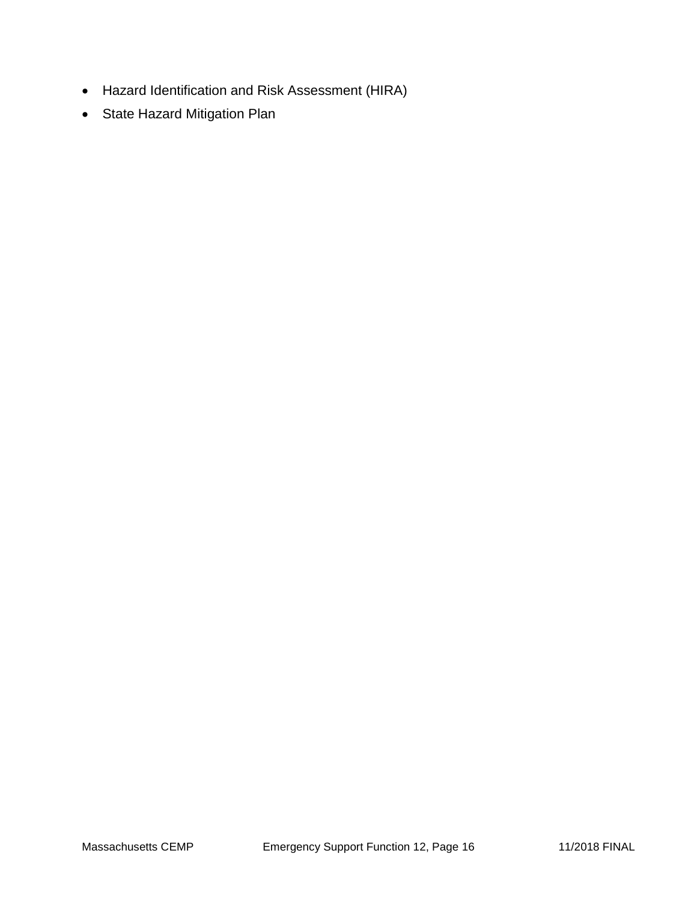- Hazard Identification and Risk Assessment (HIRA)
- State Hazard Mitigation Plan